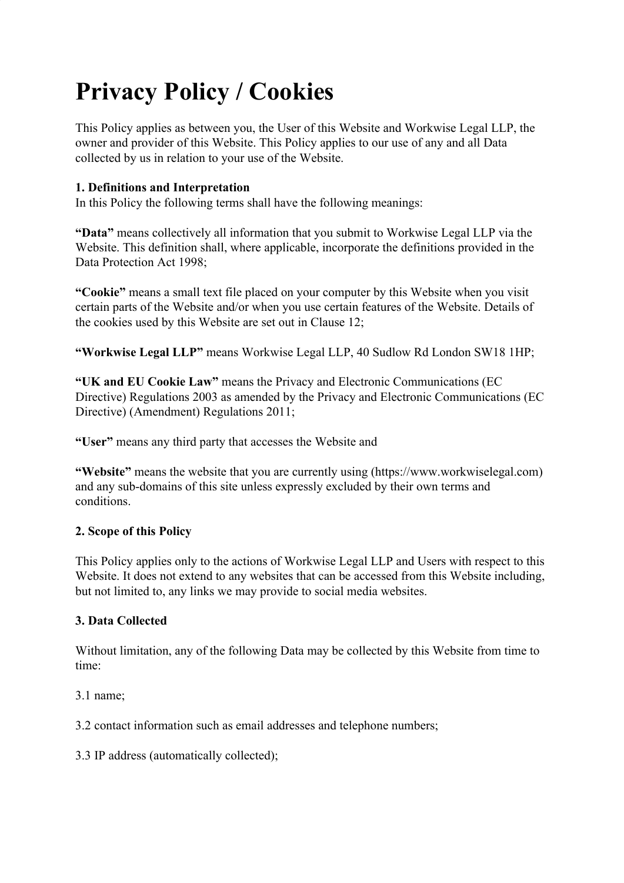# Privacy Policy / Cookies

This Policy applies as between you, the User of this Website and Workwise Legal LLP, the owner and provider of this Website. This Policy applies to our use of any and all Data collected by us in relation to your use of the Website.

**1. Definitions and Interpretation**
In this Policy the following terms shall have the following meanings:

**"Data"** means collectively all information that you submit to Workwise Legal LLP via the Website. This definition shall, where applicable, incorporate the definitions provided in the Data Protection Act 1998;

**"Cookie"** means a small text file placed on your computer by this Website when you visit certain parts of the Website and/or when you use certain features of the Website. Details of the cookies used by this Website are set out in Clause 12;

**"Workwise Legal LLP"** means Workwise Legal LLP, 40 Sudlow Rd London SW18 1HP;

**"UK and EU Cookie Law"** means the Privacy and Electronic Communications (EC Directive) Regulations 2003 as amended by the Privacy and Electronic Communications (EC Directive) (Amendment) Regulations 2011;

**"User"** means any third party that accesses the Website and

**"Website"** means the website that you are currently using (https://www.workwiselegal.com) and any sub-domains of this site unless expressly excluded by their own terms and conditions.

**2. Scope of this Policy**

This Policy applies only to the actions of Workwise Legal LLP and Users with respect to this Website. It does not extend to any websites that can be accessed from this Website including, but not limited to, any links we may provide to social media websites.

**3. Data Collected**

Without limitation, any of the following Data may be collected by this Website from time to time:

3.1 name;

3.2 contact information such as email addresses and telephone numbers;

3.3 IP address (automatically collected);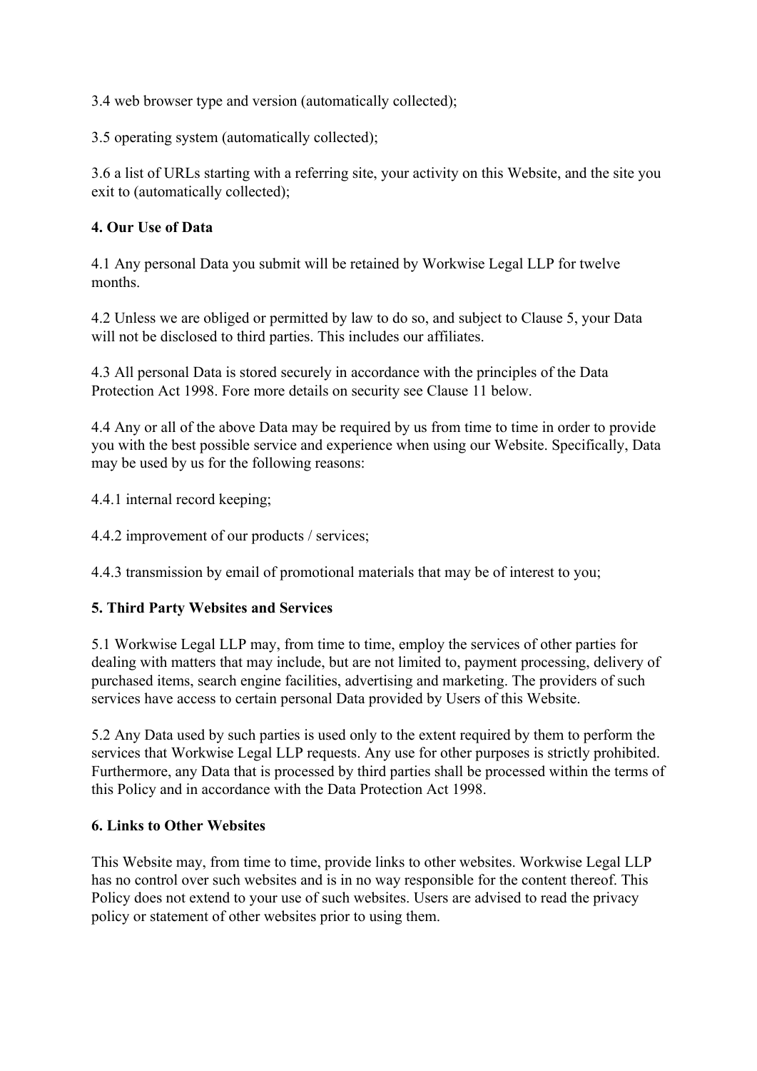3.4 web browser type and version (automatically collected);

3.5 operating system (automatically collected);

3.6 a list of URLs starting with a referring site, your activity on this Website, and the site you exit to (automatically collected);

**4. Our Use of Data**

4.1 Any personal Data you submit will be retained by Workwise Legal LLP for twelve months.

4.2 Unless we are obliged or permitted by law to do so, and subject to Clause 5, your Data will not be disclosed to third parties. This includes our affiliates.

4.3 All personal Data is stored securely in accordance with the principles of the Data Protection Act 1998. Fore more details on security see Clause 11 below.

4.4 Any or all of the above Data may be required by us from time to time in order to provide you with the best possible service and experience when using our Website. Specifically, Data may be used by us for the following reasons:

4.4.1 internal record keeping;

4.4.2 improvement of our products / services;

4.4.3 transmission by email of promotional materials that may be of interest to you;

**5. Third Party Websites and Services**

5.1 Workwise Legal LLP may, from time to time, employ the services of other parties for dealing with matters that may include, but are not limited to, payment processing, delivery of purchased items, search engine facilities, advertising and marketing. The providers of such services have access to certain personal Data provided by Users of this Website.

5.2 Any Data used by such parties is used only to the extent required by them to perform the services that Workwise Legal LLP requests. Any use for other purposes is strictly prohibited. Furthermore, any Data that is processed by third parties shall be processed within the terms of this Policy and in accordance with the Data Protection Act 1998.

**6. Links to Other Websites**

This Website may, from time to time, provide links to other websites. Workwise Legal LLP has no control over such websites and is in no way responsible for the content thereof. This Policy does not extend to your use of such websites. Users are advised to read the privacy policy or statement of other websites prior to using them.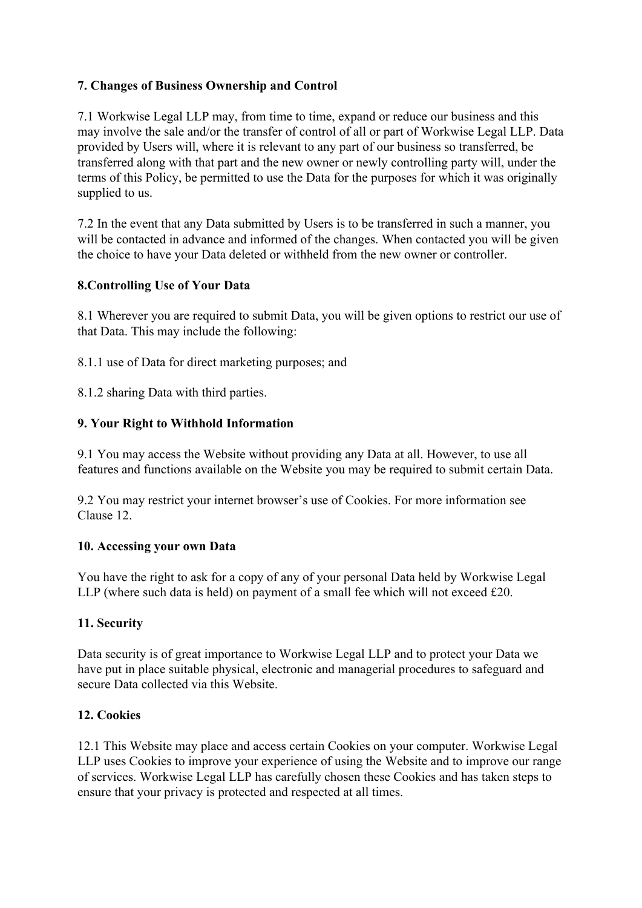**7. Changes of Business Ownership and Control**

7.1 Workwise Legal LLP may, from time to time, expand or reduce our business and this may involve the sale and/or the transfer of control of all or part of Workwise Legal LLP. Data provided by Users will, where it is relevant to any part of our business so transferred, be transferred along with that part and the new owner or newly controlling party will, under the terms of this Policy, be permitted to use the Data for the purposes for which it was originally supplied to us.

7.2 In the event that any Data submitted by Users is to be transferred in such a manner, you will be contacted in advance and informed of the changes. When contacted you will be given the choice to have your Data deleted or withheld from the new owner or controller.

**8.Controlling Use of Your Data**

8.1 Wherever you are required to submit Data, you will be given options to restrict our use of that Data. This may include the following:

8.1.1 use of Data for direct marketing purposes; and

8.1.2 sharing Data with third parties.

**9. Your Right to Withhold Information**

9.1 You may access the Website without providing any Data at all. However, to use all features and functions available on the Website you may be required to submit certain Data.

9.2 You may restrict your internet browser's use of Cookies. For more information see Clause 12.

**10. Accessing your own Data**

You have the right to ask for a copy of any of your personal Data held by Workwise Legal LLP (where such data is held) on payment of a small fee which will not exceed £20.

**11. Security**

Data security is of great importance to Workwise Legal LLP and to protect your Data we have put in place suitable physical, electronic and managerial procedures to safeguard and secure Data collected via this Website.

**12. Cookies**

12.1 This Website may place and access certain Cookies on your computer. Workwise Legal LLP uses Cookies to improve your experience of using the Website and to improve our range of services. Workwise Legal LLP has carefully chosen these Cookies and has taken steps to ensure that your privacy is protected and respected at all times.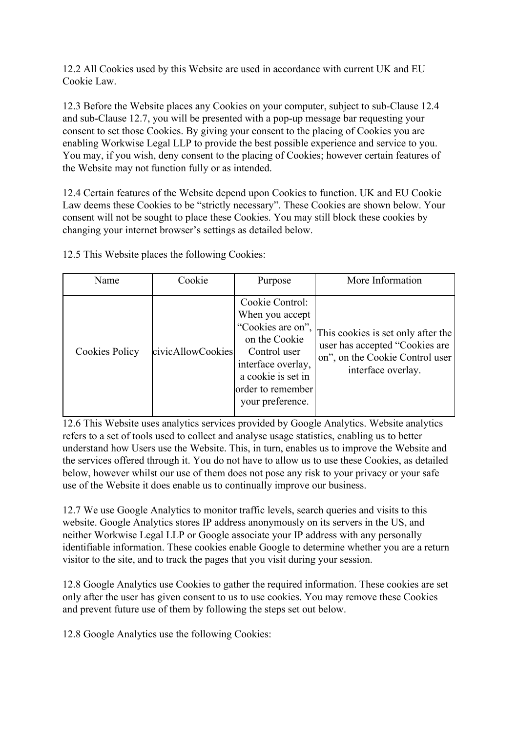12.2 All Cookies used by this Website are used in accordance with current UK and EU Cookie Law.

12.3 Before the Website places any Cookies on your computer, subject to sub-Clause 12.4 and sub-Clause 12.7, you will be presented with a pop-up message bar requesting your consent to set those Cookies. By giving your consent to the placing of Cookies you are enabling Workwise Legal LLP to provide the best possible experience and service to you. You may, if you wish, deny consent to the placing of Cookies; however certain features of the Website may not function fully or as intended.

12.4 Certain features of the Website depend upon Cookies to function. UK and EU Cookie Law deems these Cookies to be "strictly necessary". These Cookies are shown below. Your consent will not be sought to place these Cookies. You may still block these cookies by changing your internet browser's settings as detailed below.

12.5 This Website places the following Cookies:

| Name | Cookie | Purpose | More Information |
| --- | --- | --- | --- |
| Cookies Policy | civicAllowCookies | Cookie Control: When you accept "Cookies are on", on the Cookie Control user interface overlay, a cookie is set in order to remember your preference. | This cookies is set only after the user has accepted "Cookies are on", on the Cookie Control user interface overlay. |

12.6 This Website uses analytics services provided by Google Analytics. Website analytics refers to a set of tools used to collect and analyse usage statistics, enabling us to better understand how Users use the Website. This, in turn, enables us to improve the Website and the services offered through it. You do not have to allow us to use these Cookies, as detailed below, however whilst our use of them does not pose any risk to your privacy or your safe use of the Website it does enable us to continually improve our business.

12.7 We use Google Analytics to monitor traffic levels, search queries and visits to this website. Google Analytics stores IP address anonymously on its servers in the US, and neither Workwise Legal LLP or Google associate your IP address with any personally identifiable information. These cookies enable Google to determine whether you are a return visitor to the site, and to track the pages that you visit during your session.

12.8 Google Analytics use Cookies to gather the required information. These cookies are set only after the user has given consent to us to use cookies. You may remove these Cookies and prevent future use of them by following the steps set out below.

12.8 Google Analytics use the following Cookies: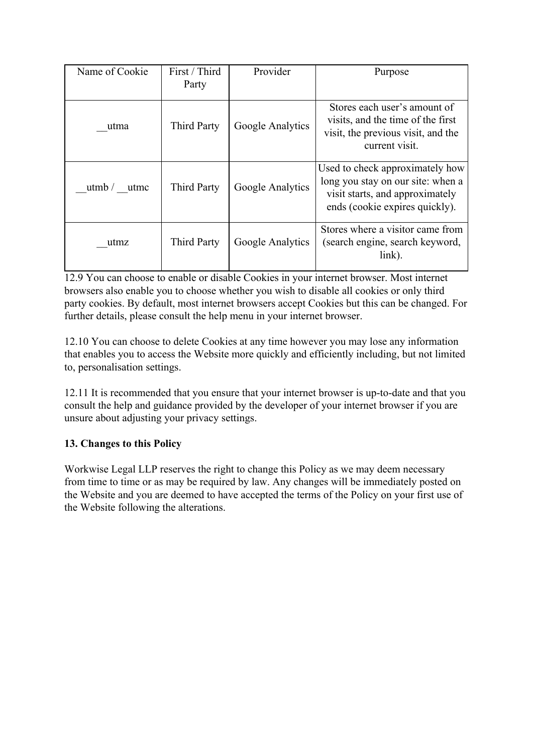| Name of Cookie | First / Third Party | Provider | Purpose |
|---|---|---|---|
| __utma | Third Party | Google Analytics | Stores each user's amount of visits, and the time of the first visit, the previous visit, and the current visit. |
| __utmb / __utmc | Third Party | Google Analytics | Used to check approximately how long you stay on our site: when a visit starts, and approximately ends (cookie expires quickly). |
| __utmz | Third Party | Google Analytics | Stores where a visitor came from (search engine, search keyword, link). |

12.9 You can choose to enable or disable Cookies in your internet browser. Most internet browsers also enable you to choose whether you wish to disable all cookies or only third party cookies. By default, most internet browsers accept Cookies but this can be changed. For further details, please consult the help menu in your internet browser.

12.10 You can choose to delete Cookies at any time however you may lose any information that enables you to access the Website more quickly and efficiently including, but not limited to, personalisation settings.

12.11 It is recommended that you ensure that your internet browser is up-to-date and that you consult the help and guidance provided by the developer of your internet browser if you are unsure about adjusting your privacy settings.

**13. Changes to this Policy**

Workwise Legal LLP reserves the right to change this Policy as we may deem necessary from time to time or as may be required by law. Any changes will be immediately posted on the Website and you are deemed to have accepted the terms of the Policy on your first use of the Website following the alterations.